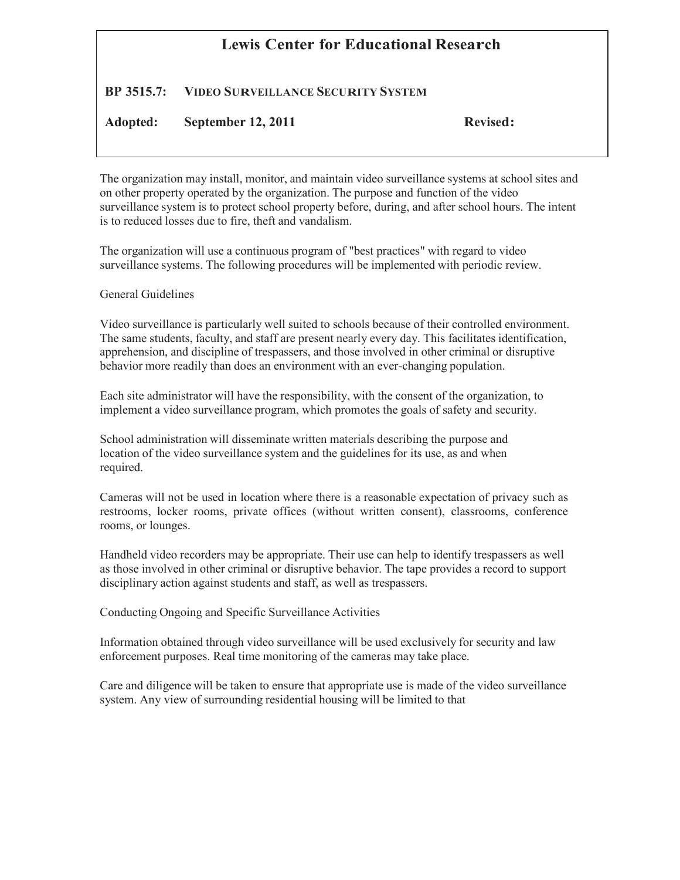# Lewis Center for Educational Research

**BP 3515.7: VIDEO SURVEILLANCE SECURITY SYSTEM**

**Adopted: September 12, 2011** **Revised:**

The organization may install, monitor, and maintain video surveillance systems at school sites and on other property operated by the organization. The purpose and function of the video surveillance system is to protect school property before, during, and after school hours. The intent is to reduced losses due to fire, theft and vandalism.

The organization will use a continuous program of "best practices" with regard to video surveillance systems. The following procedures will be implemented with periodic review.

General Guidelines

Video surveillance is particularly well suited to schools because of their controlled environment. The same students, faculty, and staff are present nearly every day. This facilitates identification, apprehension, and discipline of trespassers, and those involved in other criminal or disruptive behavior more readily than does an environment with an ever-changing population.

Each site administrator will have the responsibility, with the consent of the organization, to implement a video surveillance program, which promotes the goals of safety and security.

School administration will disseminate written materials describing the purpose and location of the video surveillance system and the guidelines for its use, as and when required.

Cameras will not be used in location where there is a reasonable expectation of privacy such as restrooms, locker rooms, private offices (without written consent), classrooms, conference rooms, or lounges.

Handheld video recorders may be appropriate. Their use can help to identify trespassers as well as those involved in other criminal or disruptive behavior. The tape provides a record to support disciplinary action against students and staff, as well as trespassers.

Conducting Ongoing and Specific Surveillance Activities

Information obtained through video surveillance will be used exclusively for security and law enforcement purposes. Real time monitoring of the cameras may take place.

Care and diligence will be taken to ensure that appropriate use is made of the video surveillance system. Any view of surrounding residential housing will be limited to that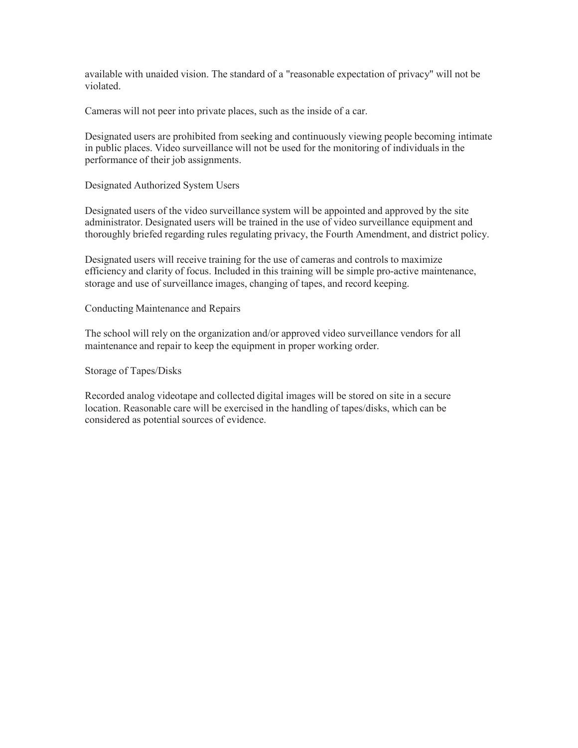available with unaided vision. The standard of a "reasonable expectation of privacy" will not be violated.

Cameras will not peer into private places, such as the inside of a car.

Designated users are prohibited from seeking and continuously viewing people becoming intimate in public places. Video surveillance will not be used for the monitoring of individuals in the performance of their job assignments.

Designated Authorized System Users

Designated users of the video surveillance system will be appointed and approved by the site administrator. Designated users will be trained in the use of video surveillance equipment and thoroughly briefed regarding rules regulating privacy, the Fourth Amendment, and district policy.

Designated users will receive training for the use of cameras and controls to maximize efficiency and clarity of focus. Included in this training will be simple pro-active maintenance, storage and use of surveillance images, changing of tapes, and record keeping.

Conducting Maintenance and Repairs

The school will rely on the organization and/or approved video surveillance vendors for all maintenance and repair to keep the equipment in proper working order.

Storage of Tapes/Disks

Recorded analog videotape and collected digital images will be stored on site in a secure location. Reasonable care will be exercised in the handling of tapes/disks, which can be considered as potential sources of evidence.